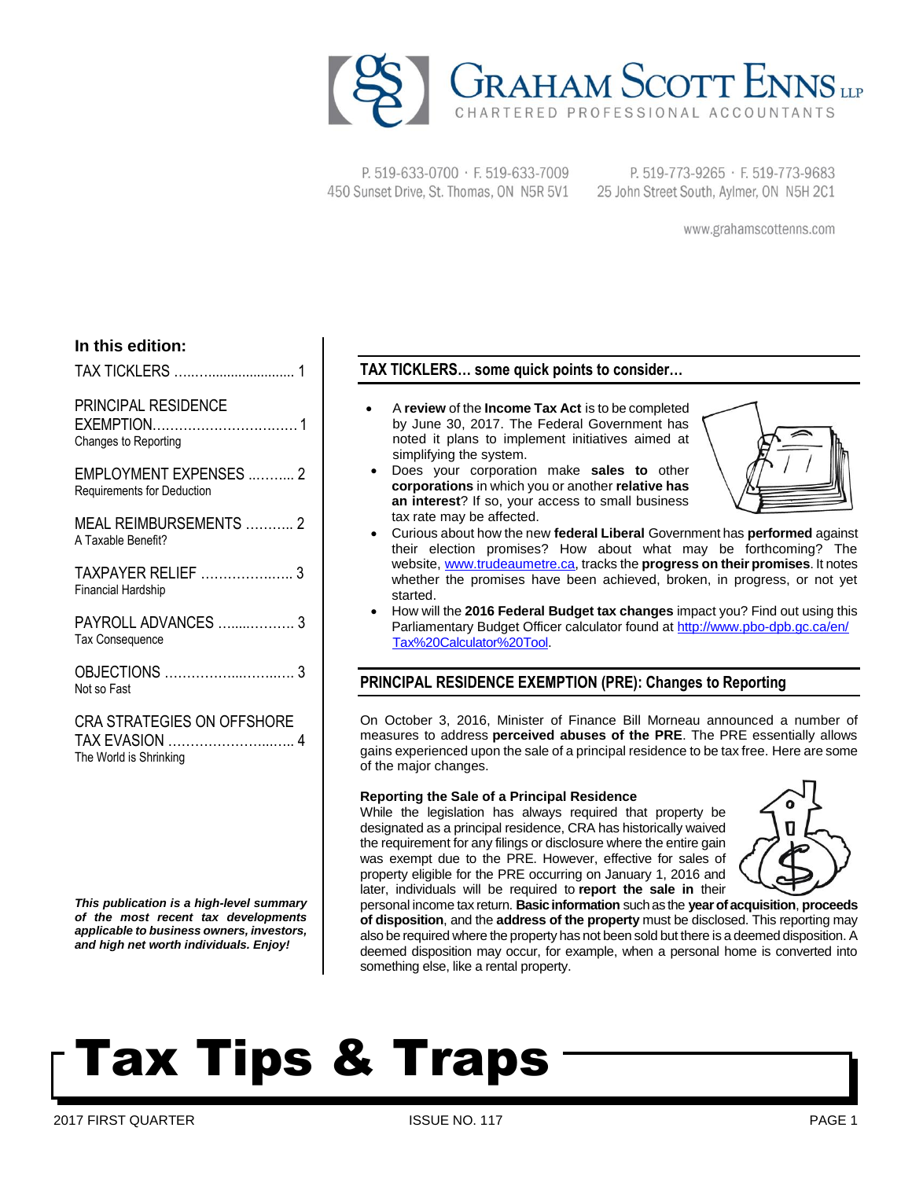# GRAHAM SCOTT ENNS LLP

CHARTERED PROFESSIONAL ACCOUNTANTS

P. 519-633-0700 · F. 519-633-7009
450 Sunset Drive, St. Thomas, ON N5R 5V1

P. 519-773-9265 · F. 519-773-9683
25 John Street South, Aylmer, ON N5H 2C1

www.grahamscottenns.com

# Tax Tips & Traps

**In this edition:**

- TAX TICKLERS …………………… 1
- PRINCIPAL RESIDENCE EXEMPTION…………………… 1
  Changes to Reporting
- EMPLOYMENT EXPENSES ………. 2
  Requirements for Deduction
- MEAL REIMBURSEMENTS ………. 2
  A Taxable Benefit?
- TAXPAYER RELIEF ……………… 3
  Financial Hardship
- PAYROLL ADVANCES …………… 3
  Tax Consequence
- OBJECTIONS …………………… 3
  Not so Fast
- CRA STRATEGIES ON OFFSHORE TAX EVASION ……………………… 4
  The World is Shrinking

***This publication is a high-level summary of the most recent tax developments applicable to business owners, investors, and high net worth individuals. Enjoy!***

## TAX TICKLERS… some quick points to consider…

- A **review** of the **Income Tax Act** is to be completed by June 30, 2017. The Federal Government has noted it plans to implement initiatives aimed at simplifying the system.
- Does your corporation make **sales to** other **corporations** in which you or another **relative has an interest**? If so, your access to small business tax rate may be affected.
- Curious about how the new **federal Liberal** Government has **performed** against their election promises? How about what may be forthcoming? The website, www.trudeaumetre.ca, tracks the **progress on their promises**. It notes whether the promises have been achieved, broken, in progress, or not yet started.
- How will the **2016 Federal Budget tax changes** impact you? Find out using this Parliamentary Budget Officer calculator found at http://www.pbo-dpb.gc.ca/en/Tax%20Calculator%20Tool.

## PRINCIPAL RESIDENCE EXEMPTION (PRE): Changes to Reporting

On October 3, 2016, Minister of Finance Bill Morneau announced a number of measures to address **perceived abuses of the PRE**. The PRE essentially allows gains experienced upon the sale of a principal residence to be tax free. Here are some of the major changes.

### Reporting the Sale of a Principal Residence

While the legislation has always required that property be designated as a principal residence, CRA has historically waived the requirement for any filings or disclosure where the entire gain was exempt due to the PRE. However, effective for sales of property eligible for the PRE occurring on January 1, 2016 and later, individuals will be required to **report the sale in** their personal income tax return. **Basic information** such as the **year of acquisition**, **proceeds of disposition**, and the **address of the property** must be disclosed. This reporting may also be required where the property has not been sold but there is a deemed disposition. A deemed disposition may occur, for example, when a personal home is converted into something else, like a rental property.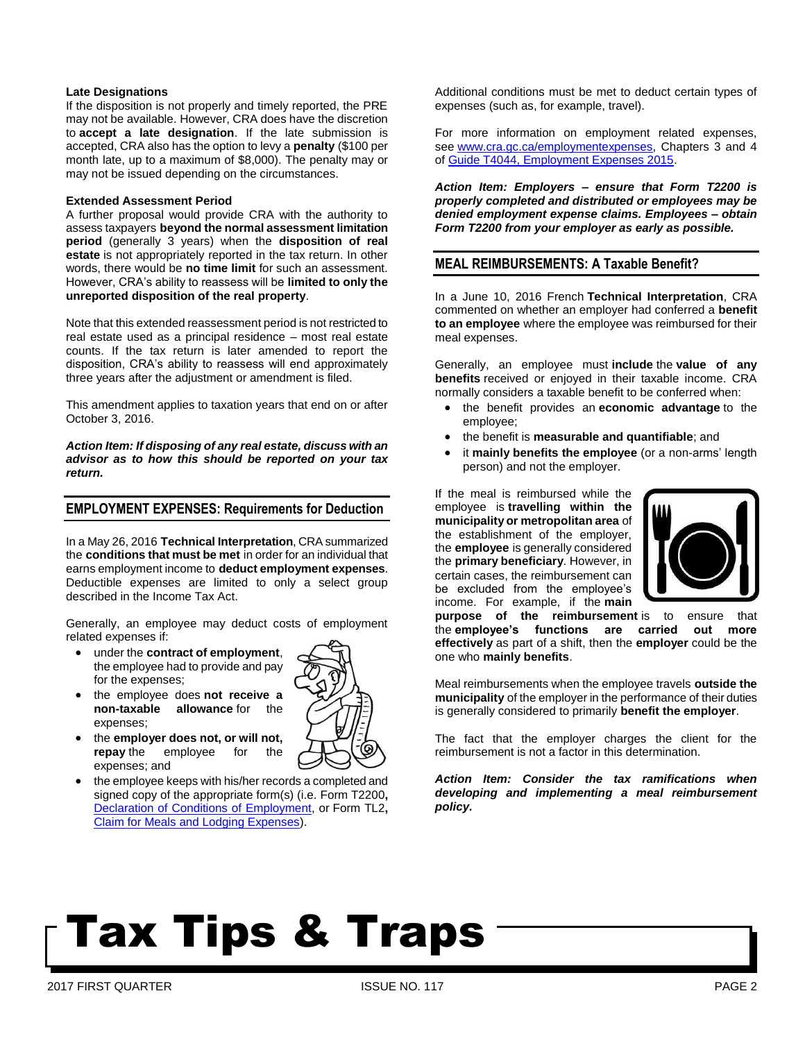**Late Designations**

If the disposition is not properly and timely reported, the PRE may not be available. However, CRA does have the discretion to **accept a late designation**. If the late submission is accepted, CRA also has the option to levy a **penalty** ($100 per month late, up to a maximum of $8,000). The penalty may or may not be issued depending on the circumstances.

**Extended Assessment Period**

A further proposal would provide CRA with the authority to assess taxpayers **beyond the normal assessment limitation period** (generally 3 years) when the **disposition of real estate** is not appropriately reported in the tax return. In other words, there would be **no time limit** for such an assessment. However, CRA's ability to reassess will be **limited to only the unreported disposition of the real property**.

Note that this extended reassessment period is not restricted to real estate used as a principal residence – most real estate counts. If the tax return is later amended to report the disposition, CRA's ability to reassess will end approximately three years after the adjustment or amendment is filed.

This amendment applies to taxation years that end on or after October 3, 2016.

***Action Item: If disposing of any real estate, discuss with an advisor as to how this should be reported on your tax return.***

## EMPLOYMENT EXPENSES: Requirements for Deduction

In a May 26, 2016 **Technical Interpretation**, CRA summarized the **conditions that must be met** in order for an individual that earns employment income to **deduct employment expenses**. Deductible expenses are limited to only a select group described in the Income Tax Act.

Generally, an employee may deduct costs of employment related expenses if:

- under the **contract of employment**, the employee had to provide and pay for the expenses;
- the employee does **not receive a non-taxable allowance** for the expenses;
- the **employer does not, or will not, repay** the employee for the expenses; and
- the employee keeps with his/her records a completed and signed copy of the appropriate form(s) (i.e. Form T2200**,** Declaration of Conditions of Employment, or Form TL2**,** Claim for Meals and Lodging Expenses).

Additional conditions must be met to deduct certain types of expenses (such as, for example, travel).

For more information on employment related expenses, see www.cra.gc.ca/employmentexpenses, Chapters 3 and 4 of Guide T4044, Employment Expenses 2015.

***Action Item: Employers – ensure that Form T2200 is properly completed and distributed or employees may be denied employment expense claims. Employees – obtain Form T2200 from your employer as early as possible.***

## MEAL REIMBURSEMENTS: A Taxable Benefit?

In a June 10, 2016 French **Technical Interpretation**, CRA commented on whether an employer had conferred a **benefit to an employee** where the employee was reimbursed for their meal expenses.

Generally, an employee must **include** the **value of any benefits** received or enjoyed in their taxable income. CRA normally considers a taxable benefit to be conferred when:

- the benefit provides an **economic advantage** to the employee;
- the benefit is **measurable and quantifiable**; and
- it **mainly benefits the employee** (or a non-arms' length person) and not the employer.

If the meal is reimbursed while the employee is **travelling within the municipality or metropolitan area** of the establishment of the employer, the **employee** is generally considered the **primary beneficiary**. However, in certain cases, the reimbursement can be excluded from the employee's income. For example, if the **main purpose of the reimbursement** is to ensure that the **employee's functions are carried out more effectively** as part of a shift, then the **employer** could be the one who **mainly benefits**.

Meal reimbursements when the employee travels **outside the municipality** of the employer in the performance of their duties is generally considered to primarily **benefit the employer**.

The fact that the employer charges the client for the reimbursement is not a factor in this determination.

***Action Item: Consider the tax ramifications when developing and implementing a meal reimbursement policy.***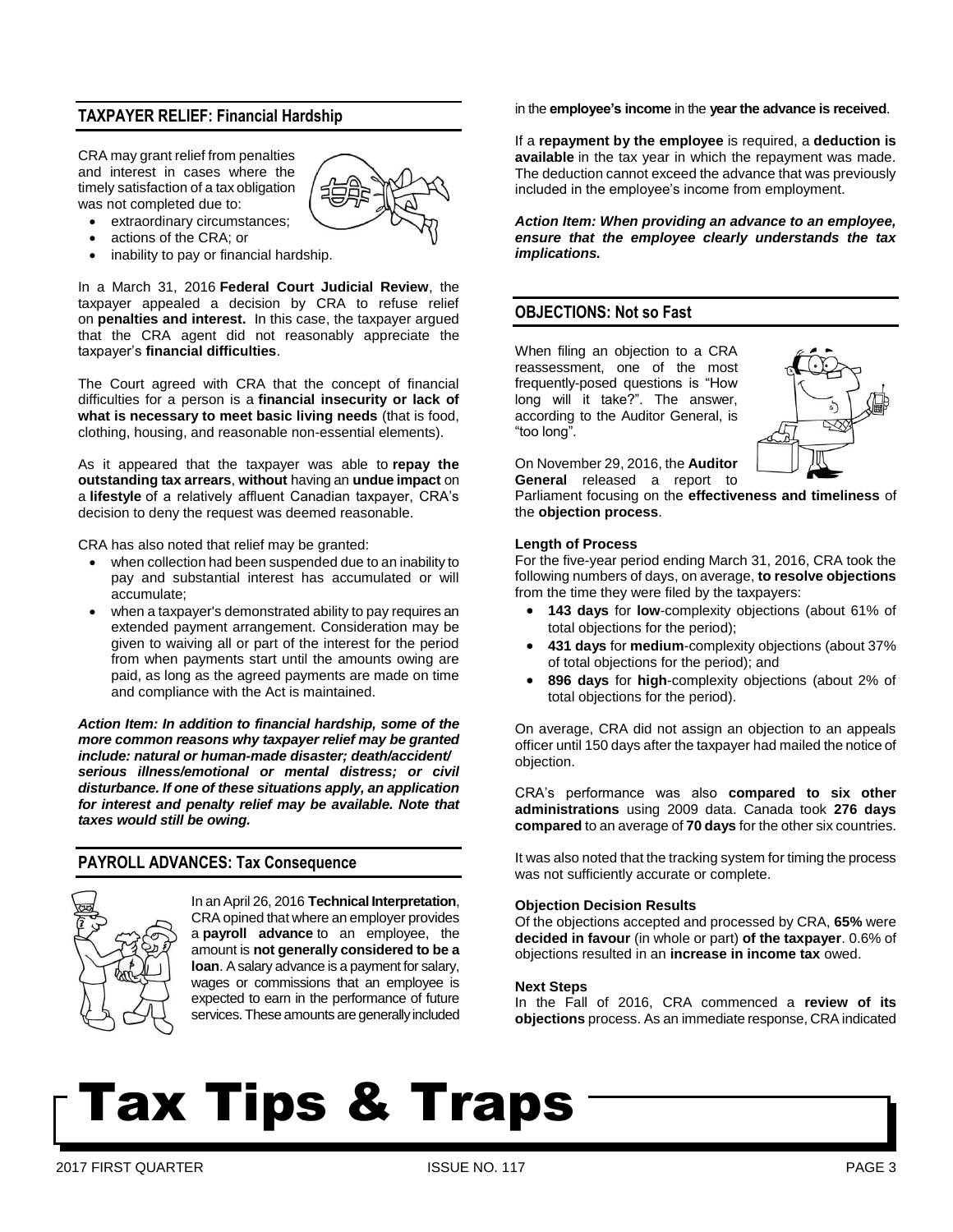## TAXPAYER RELIEF: Financial Hardship

CRA may grant relief from penalties and interest in cases where the timely satisfaction of a tax obligation was not completed due to:

- extraordinary circumstances;
- actions of the CRA; or
- inability to pay or financial hardship.

In a March 31, 2016 **Federal Court Judicial Review**, the taxpayer appealed a decision by CRA to refuse relief on **penalties and interest.** In this case, the taxpayer argued that the CRA agent did not reasonably appreciate the taxpayer's **financial difficulties**.

The Court agreed with CRA that the concept of financial difficulties for a person is a **financial insecurity or lack of what is necessary to meet basic living needs** (that is food, clothing, housing, and reasonable non-essential elements).

As it appeared that the taxpayer was able to **repay the outstanding tax arrears**, **without** having an **undue impact** on a **lifestyle** of a relatively affluent Canadian taxpayer, CRA's decision to deny the request was deemed reasonable.

CRA has also noted that relief may be granted:

- when collection had been suspended due to an inability to pay and substantial interest has accumulated or will accumulate;
- when a taxpayer's demonstrated ability to pay requires an extended payment arrangement. Consideration may be given to waiving all or part of the interest for the period from when payments start until the amounts owing are paid, as long as the agreed payments are made on time and compliance with the Act is maintained.

***Action Item: In addition to financial hardship, some of the more common reasons why taxpayer relief may be granted include: natural or human-made disaster; death/accident/ serious illness/emotional or mental distress; or civil disturbance. If one of these situations apply, an application for interest and penalty relief may be available. Note that taxes would still be owing.***

## PAYROLL ADVANCES: Tax Consequence

In an April 26, 2016 **Technical Interpretation**, CRA opined that where an employer provides a **payroll advance** to an employee, the amount is **not generally considered to be a loan**. A salary advance is a payment for salary, wages or commissions that an employee is expected to earn in the performance of future services. These amounts are generally included in the **employee's income** in the **year the advance is received**.

If a **repayment by the employee** is required, a **deduction is available** in the tax year in which the repayment was made. The deduction cannot exceed the advance that was previously included in the employee's income from employment.

***Action Item: When providing an advance to an employee, ensure that the employee clearly understands the tax implications.***

## OBJECTIONS: Not so Fast

When filing an objection to a CRA reassessment, one of the most frequently-posed questions is "How long will it take?". The answer, according to the Auditor General, is "too long".

On November 29, 2016, the **Auditor General** released a report to Parliament focusing on the **effectiveness and timeliness** of the **objection process**.

**Length of Process**

For the five-year period ending March 31, 2016, CRA took the following numbers of days, on average, **to resolve objections** from the time they were filed by the taxpayers:

- **143 days** for **low**-complexity objections (about 61% of total objections for the period);
- **431 days** for **medium**-complexity objections (about 37% of total objections for the period); and
- **896 days** for **high**-complexity objections (about 2% of total objections for the period).

On average, CRA did not assign an objection to an appeals officer until 150 days after the taxpayer had mailed the notice of objection.

CRA's performance was also **compared to six other administrations** using 2009 data. Canada took **276 days compared** to an average of **70 days** for the other six countries.

It was also noted that the tracking system for timing the process was not sufficiently accurate or complete.

**Objection Decision Results**

Of the objections accepted and processed by CRA, **65%** were **decided in favour** (in whole or part) **of the taxpayer**. 0.6% of objections resulted in an **increase in income tax** owed.

**Next Steps**

In the Fall of 2016, CRA commenced a **review of its objections** process. As an immediate response, CRA indicated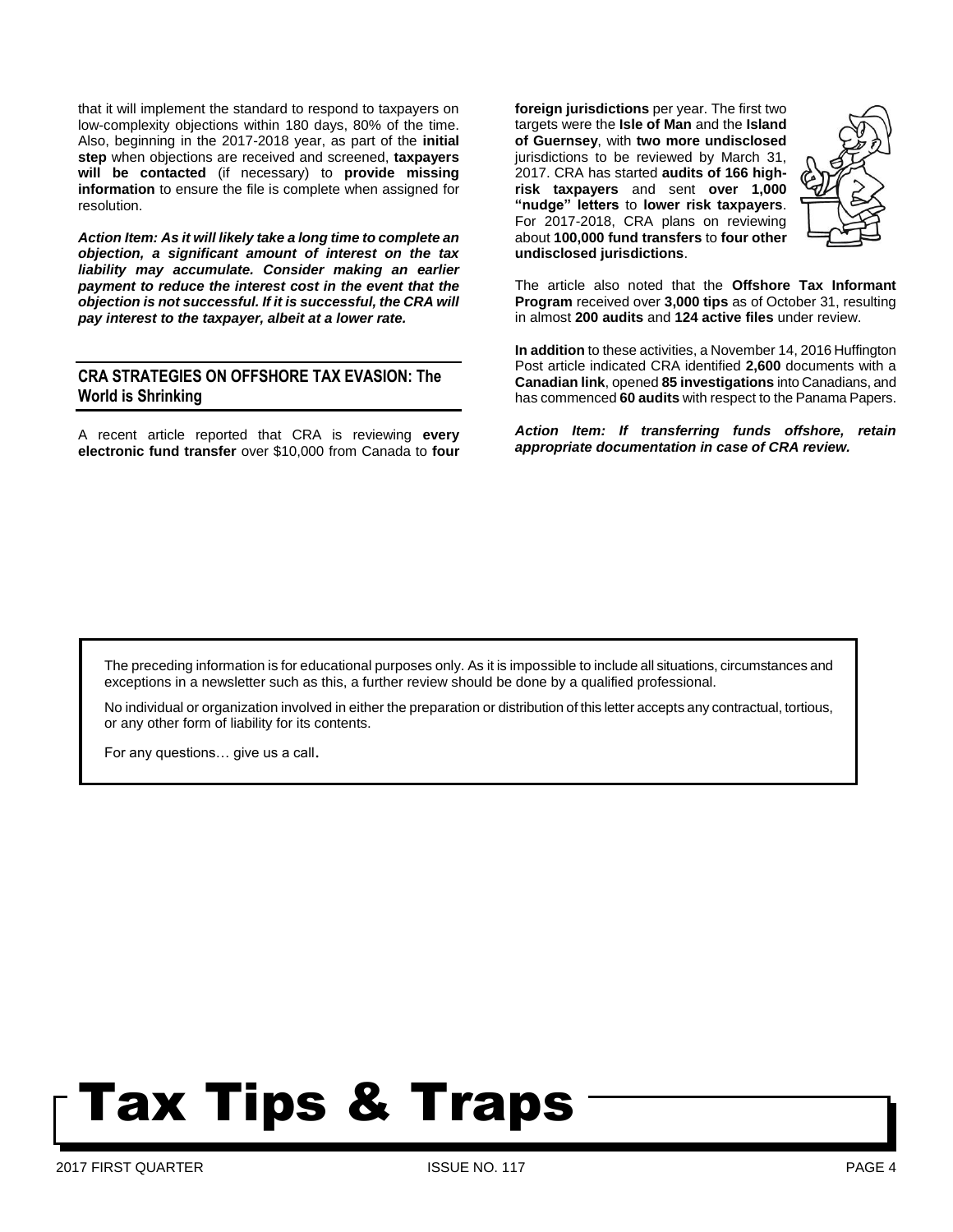that it will implement the standard to respond to taxpayers on low-complexity objections within 180 days, 80% of the time. Also, beginning in the 2017-2018 year, as part of the **initial step** when objections are received and screened, **taxpayers will be contacted** (if necessary) to **provide missing information** to ensure the file is complete when assigned for resolution.

***Action Item: As it will likely take a long time to complete an objection, a significant amount of interest on the tax liability may accumulate. Consider making an earlier payment to reduce the interest cost in the event that the objection is not successful. If it is successful, the CRA will pay interest to the taxpayer, albeit at a lower rate.***

## CRA STRATEGIES ON OFFSHORE TAX EVASION: The World is Shrinking

A recent article reported that CRA is reviewing **every electronic fund transfer** over $10,000 from Canada to **four foreign jurisdictions** per year. The first two targets were the **Isle of Man** and the **Island of Guernsey**, with **two more undisclosed** jurisdictions to be reviewed by March 31, 2017. CRA has started **audits of 166 high-risk taxpayers** and sent **over 1,000 "nudge" letters** to **lower risk taxpayers**. For 2017-2018, CRA plans on reviewing about **100,000 fund transfers** to **four other undisclosed jurisdictions**.

The article also noted that the **Offshore Tax Informant Program** received over **3,000 tips** as of October 31, resulting in almost **200 audits** and **124 active files** under review.

**In addition** to these activities, a November 14, 2016 Huffington Post article indicated CRA identified **2,600** documents with a **Canadian link**, opened **85 investigations** into Canadians, and has commenced **60 audits** with respect to the Panama Papers.

***Action Item: If transferring funds offshore, retain appropriate documentation in case of CRA review.***

---

The preceding information is for educational purposes only. As it is impossible to include all situations, circumstances and exceptions in a newsletter such as this, a further review should be done by a qualified professional.

No individual or organization involved in either the preparation or distribution of this letter accepts any contractual, tortious, or any other form of liability for its contents.

For any questions… give us a call.